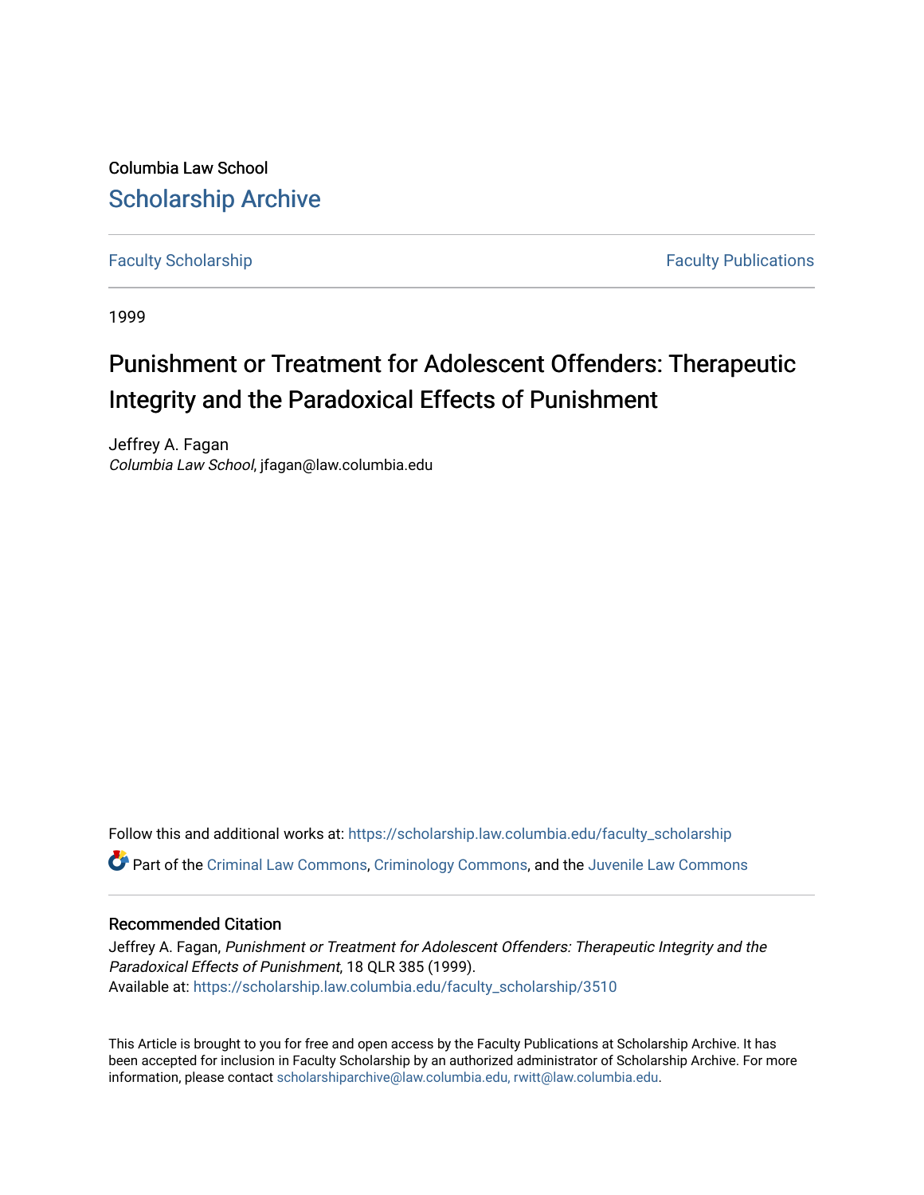Columbia Law School

# Scholarship Archive

Faculty Scholarship | Faculty Publications

1999

# Punishment or Treatment for Adolescent Offenders: Therapeutic Integrity and the Paradoxical Effects of Punishment

Jeffrey A. Fagan
*Columbia Law School*, jfagan@law.columbia.edu

Follow this and additional works at: https://scholarship.law.columbia.edu/faculty_scholarship

Part of the Criminal Law Commons, Criminology Commons, and the Juvenile Law Commons

## Recommended Citation

Jeffrey A. Fagan, *Punishment or Treatment for Adolescent Offenders: Therapeutic Integrity and the Paradoxical Effects of Punishment*, 18 QLR 385 (1999).
Available at: https://scholarship.law.columbia.edu/faculty_scholarship/3510

This Article is brought to you for free and open access by the Faculty Publications at Scholarship Archive. It has been accepted for inclusion in Faculty Scholarship by an authorized administrator of Scholarship Archive. For more information, please contact scholarshiparchive@law.columbia.edu, rwitt@law.columbia.edu.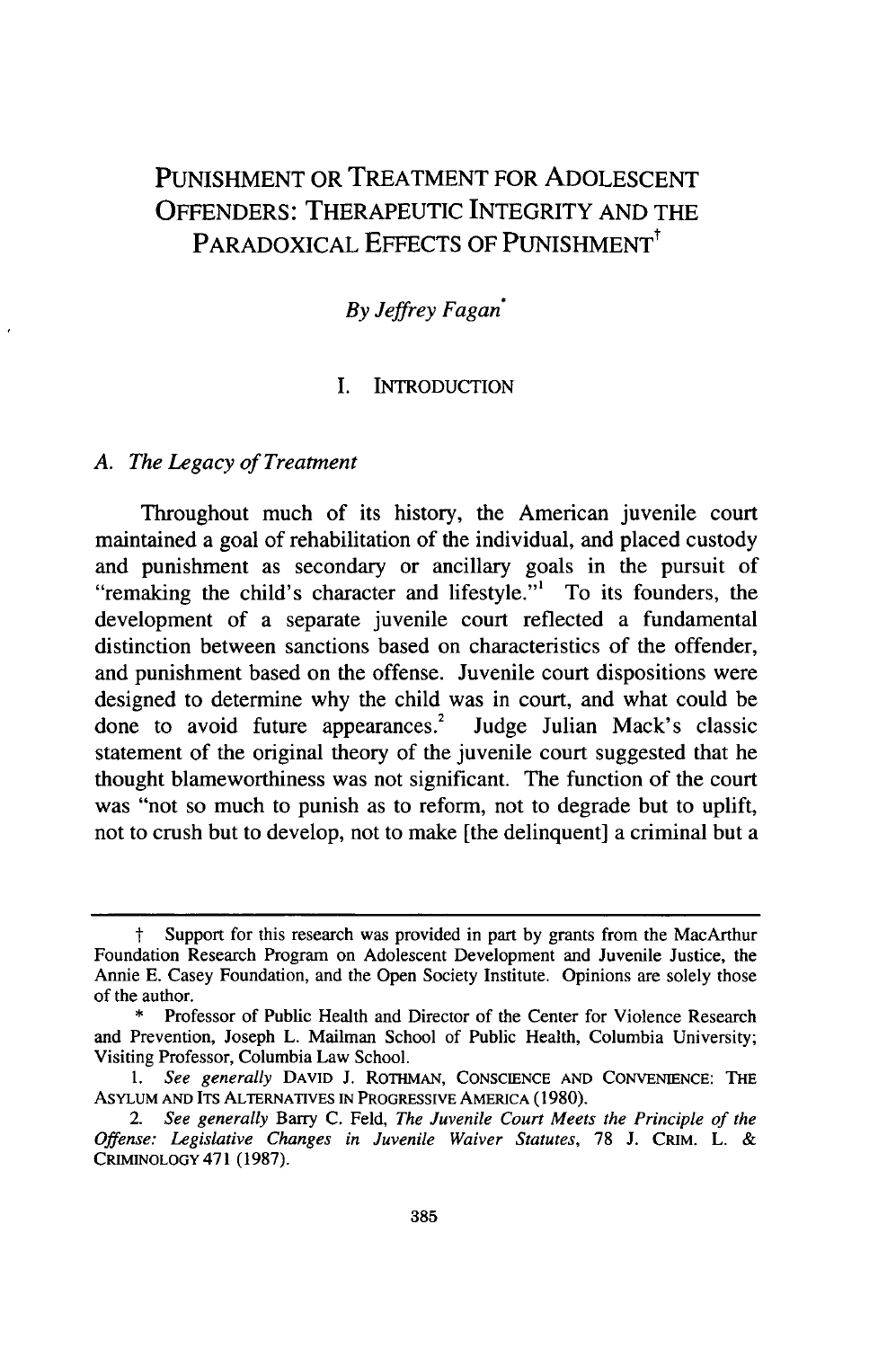# PUNISHMENT OR TREATMENT FOR ADOLESCENT OFFENDERS: THERAPEUTIC INTEGRITY AND THE PARADOXICAL EFFECTS OF PUNISHMENT†

*By Jeffrey Fagan*\*

## I. INTRODUCTION

### *A. The Legacy of Treatment*

Throughout much of its history, the American juvenile court maintained a goal of rehabilitation of the individual, and placed custody and punishment as secondary or ancillary goals in the pursuit of "remaking the child's character and lifestyle."[1] To its founders, the development of a separate juvenile court reflected a fundamental distinction between sanctions based on characteristics of the offender, and punishment based on the offense. Juvenile court dispositions were designed to determine why the child was in court, and what could be done to avoid future appearances.[2] Judge Julian Mack's classic statement of the original theory of the juvenile court suggested that he thought blameworthiness was not significant. The function of the court was "not so much to punish as to reform, not to degrade but to uplift, not to crush but to develop, not to make [the delinquent] a criminal but a

---

† Support for this research was provided in part by grants from the MacArthur Foundation Research Program on Adolescent Development and Juvenile Justice, the Annie E. Casey Foundation, and the Open Society Institute. Opinions are solely those of the author.

\* Professor of Public Health and Director of the Center for Violence Research and Prevention, Joseph L. Mailman School of Public Health, Columbia University; Visiting Professor, Columbia Law School.

1. *See generally* DAVID J. ROTHMAN, CONSCIENCE AND CONVENIENCE: THE ASYLUM AND ITS ALTERNATIVES IN PROGRESSIVE AMERICA (1980).

2. *See generally* Barry C. Feld, *The Juvenile Court Meets the Principle of the Offense: Legislative Changes in Juvenile Waiver Statutes*, 78 J. CRIM. L. & CRIMINOLOGY 471 (1987).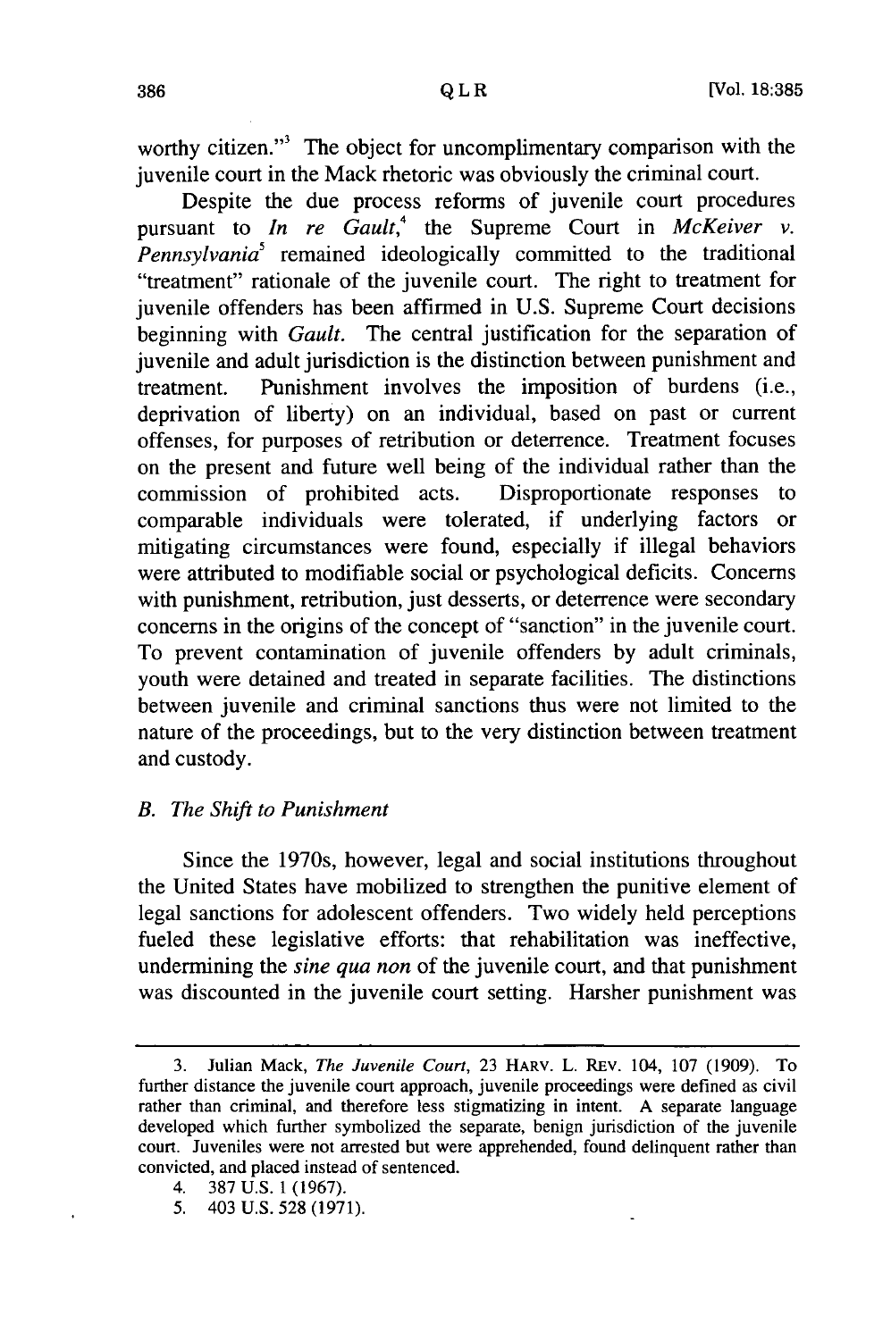worthy citizen."[3] The object for uncomplimentary comparison with the juvenile court in the Mack rhetoric was obviously the criminal court.

Despite the due process reforms of juvenile court procedures pursuant to *In re Gault*,[4] the Supreme Court in *McKeiver v. Pennsylvania*[5] remained ideologically committed to the traditional "treatment" rationale of the juvenile court. The right to treatment for juvenile offenders has been affirmed in U.S. Supreme Court decisions beginning with *Gault*. The central justification for the separation of juvenile and adult jurisdiction is the distinction between punishment and treatment. Punishment involves the imposition of burdens (i.e., deprivation of liberty) on an individual, based on past or current offenses, for purposes of retribution or deterrence. Treatment focuses on the present and future well being of the individual rather than the commission of prohibited acts. Disproportionate responses to comparable individuals were tolerated, if underlying factors or mitigating circumstances were found, especially if illegal behaviors were attributed to modifiable social or psychological deficits. Concerns with punishment, retribution, just desserts, or deterrence were secondary concerns in the origins of the concept of "sanction" in the juvenile court. To prevent contamination of juvenile offenders by adult criminals, youth were detained and treated in separate facilities. The distinctions between juvenile and criminal sanctions thus were not limited to the nature of the proceedings, but to the very distinction between treatment and custody.

### *B. The Shift to Punishment*

Since the 1970s, however, legal and social institutions throughout the United States have mobilized to strengthen the punitive element of legal sanctions for adolescent offenders. Two widely held perceptions fueled these legislative efforts: that rehabilitation was ineffective, undermining the *sine qua non* of the juvenile court, and that punishment was discounted in the juvenile court setting. Harsher punishment was

---

3. Julian Mack, *The Juvenile Court*, 23 HARV. L. REV. 104, 107 (1909). To further distance the juvenile court approach, juvenile proceedings were defined as civil rather than criminal, and therefore less stigmatizing in intent. A separate language developed which further symbolized the separate, benign jurisdiction of the juvenile court. Juveniles were not arrested but were apprehended, found delinquent rather than convicted, and placed instead of sentenced.

4. 387 U.S. 1 (1967).

5. 403 U.S. 528 (1971).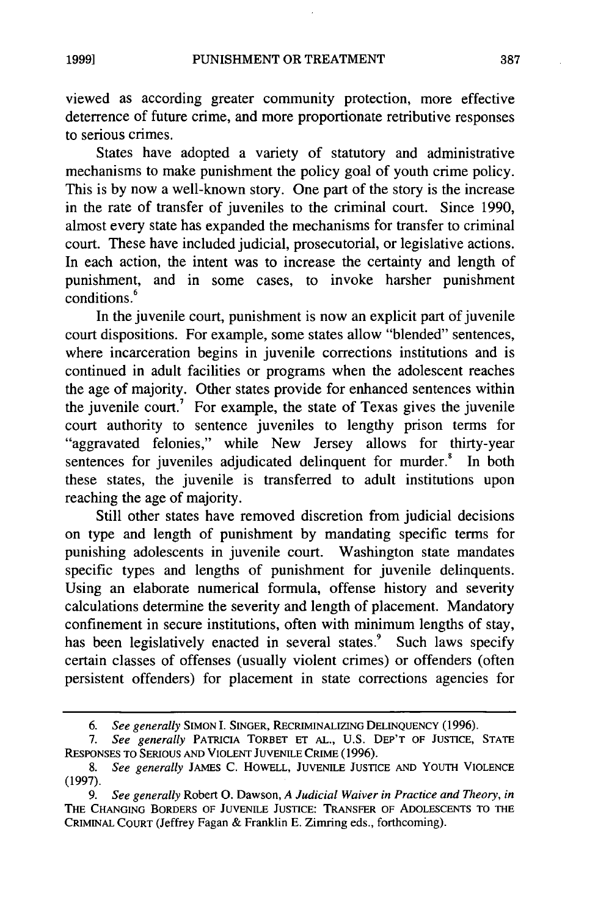viewed as according greater community protection, more effective deterrence of future crime, and more proportionate retributive responses to serious crimes.

States have adopted a variety of statutory and administrative mechanisms to make punishment the policy goal of youth crime policy. This is by now a well-known story. One part of the story is the increase in the rate of transfer of juveniles to the criminal court. Since 1990, almost every state has expanded the mechanisms for transfer to criminal court. These have included judicial, prosecutorial, or legislative actions. In each action, the intent was to increase the certainty and length of punishment, and in some cases, to invoke harsher punishment conditions.[6]

In the juvenile court, punishment is now an explicit part of juvenile court dispositions. For example, some states allow "blended" sentences, where incarceration begins in juvenile corrections institutions and is continued in adult facilities or programs when the adolescent reaches the age of majority. Other states provide for enhanced sentences within the juvenile court.[7] For example, the state of Texas gives the juvenile court authority to sentence juveniles to lengthy prison terms for "aggravated felonies," while New Jersey allows for thirty-year sentences for juveniles adjudicated delinquent for murder.[8] In both these states, the juvenile is transferred to adult institutions upon reaching the age of majority.

Still other states have removed discretion from judicial decisions on type and length of punishment by mandating specific terms for punishing adolescents in juvenile court. Washington state mandates specific types and lengths of punishment for juvenile delinquents. Using an elaborate numerical formula, offense history and severity calculations determine the severity and length of placement. Mandatory confinement in secure institutions, often with minimum lengths of stay, has been legislatively enacted in several states.[9] Such laws specify certain classes of offenses (usually violent crimes) or offenders (often persistent offenders) for placement in state corrections agencies for

---

6. *See generally* SIMON I. SINGER, RECRIMINALIZING DELINQUENCY (1996).

7. *See generally* PATRICIA TORBET ET AL., U.S. DEP'T OF JUSTICE, STATE RESPONSES TO SERIOUS AND VIOLENT JUVENILE CRIME (1996).

8. *See generally* JAMES C. HOWELL, JUVENILE JUSTICE AND YOUTH VIOLENCE (1997).

9. *See generally* Robert O. Dawson, *A Judicial Waiver in Practice and Theory*, *in* THE CHANGING BORDERS OF JUVENILE JUSTICE: TRANSFER OF ADOLESCENTS TO THE CRIMINAL COURT (Jeffrey Fagan & Franklin E. Zimring eds., forthcoming).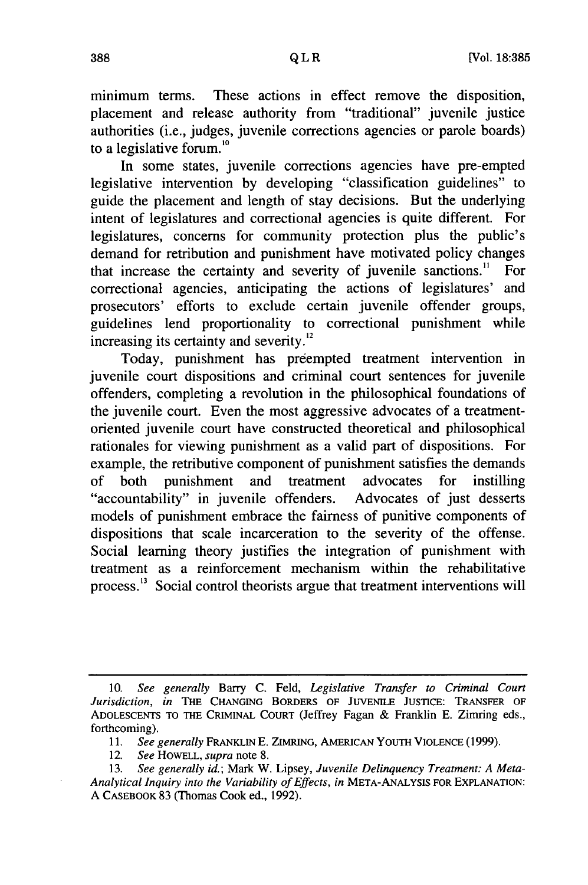minimum terms. These actions in effect remove the disposition, placement and release authority from "traditional" juvenile justice authorities (i.e., judges, juvenile corrections agencies or parole boards) to a legislative forum.[10]

In some states, juvenile corrections agencies have pre-empted legislative intervention by developing "classification guidelines" to guide the placement and length of stay decisions. But the underlying intent of legislatures and correctional agencies is quite different. For legislatures, concerns for community protection plus the public's demand for retribution and punishment have motivated policy changes that increase the certainty and severity of juvenile sanctions.[11] For correctional agencies, anticipating the actions of legislatures' and prosecutors' efforts to exclude certain juvenile offender groups, guidelines lend proportionality to correctional punishment while increasing its certainty and severity.[12]

Today, punishment has preëmpted treatment intervention in juvenile court dispositions and criminal court sentences for juvenile offenders, completing a revolution in the philosophical foundations of the juvenile court. Even the most aggressive advocates of a treatment-oriented juvenile court have constructed theoretical and philosophical rationales for viewing punishment as a valid part of dispositions. For example, the retributive component of punishment satisfies the demands of both punishment and treatment advocates for instilling "accountability" in juvenile offenders. Advocates of just desserts models of punishment embrace the fairness of punitive components of dispositions that scale incarceration to the severity of the offense. Social learning theory justifies the integration of punishment with treatment as a reinforcement mechanism within the rehabilitative process.[13] Social control theorists argue that treatment interventions will

---

10. *See generally* Barry C. Feld, *Legislative Transfer to Criminal Court Jurisdiction*, *in* THE CHANGING BORDERS OF JUVENILE JUSTICE: TRANSFER OF ADOLESCENTS TO THE CRIMINAL COURT (Jeffrey Fagan & Franklin E. Zimring eds., forthcoming).

11. *See generally* FRANKLIN E. ZIMRING, AMERICAN YOUTH VIOLENCE (1999).

12. *See* HOWELL, *supra* note 8.

13. *See generally id.*; Mark W. Lipsey, *Juvenile Delinquency Treatment: A Meta-Analytical Inquiry into the Variability of Effects*, *in* META-ANALYSIS FOR EXPLANATION: A CASEBOOK 83 (Thomas Cook ed., 1992).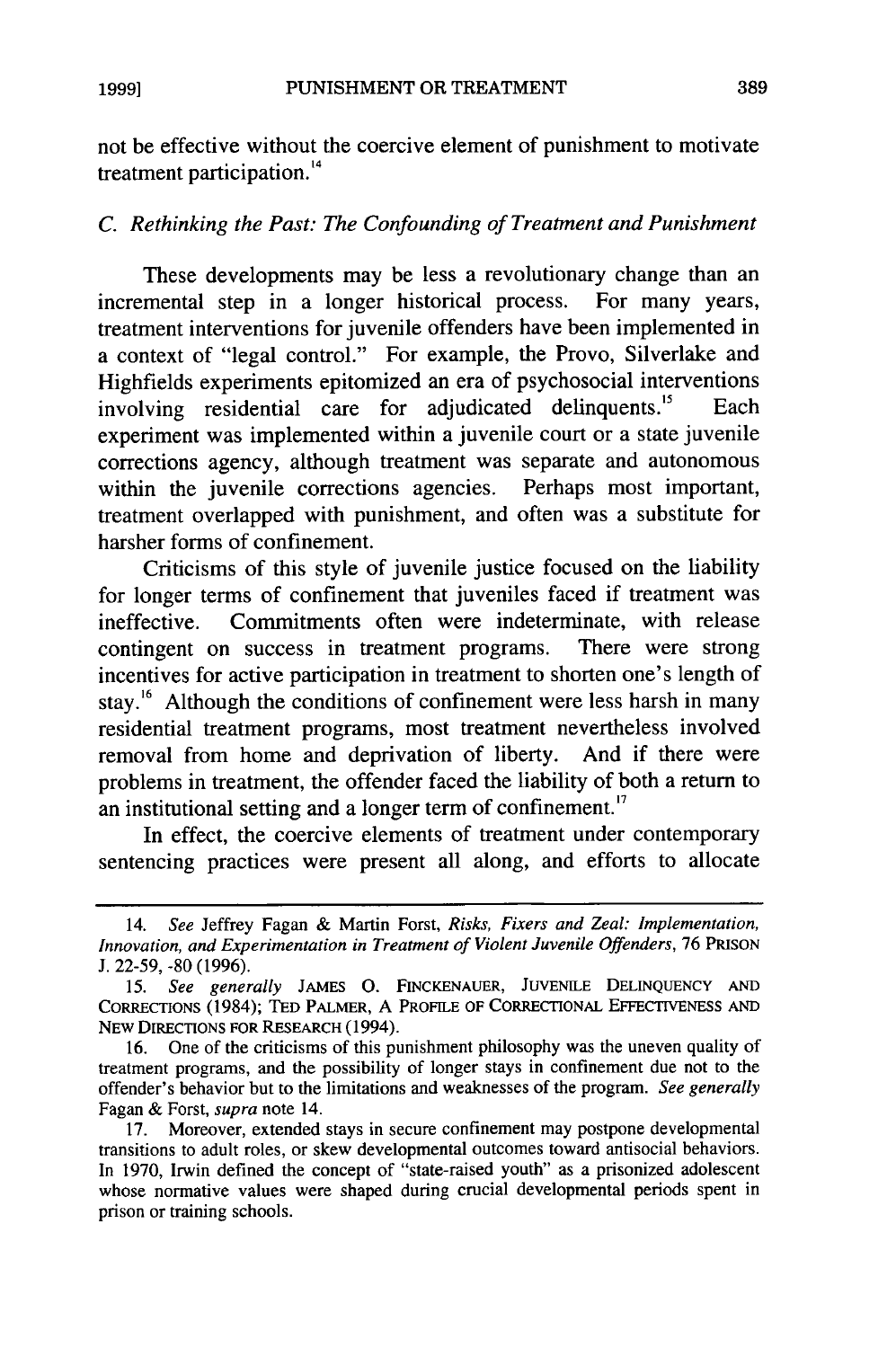not be effective without the coercive element of punishment to motivate treatment participation.[14]

### *C. Rethinking the Past: The Confounding of Treatment and Punishment*

These developments may be less a revolutionary change than an incremental step in a longer historical process. For many years, treatment interventions for juvenile offenders have been implemented in a context of "legal control." For example, the Provo, Silverlake and Highfields experiments epitomized an era of psychosocial interventions involving residential care for adjudicated delinquents.[15] Each experiment was implemented within a juvenile court or a state juvenile corrections agency, although treatment was separate and autonomous within the juvenile corrections agencies. Perhaps most important, treatment overlapped with punishment, and often was a substitute for harsher forms of confinement.

Criticisms of this style of juvenile justice focused on the liability for longer terms of confinement that juveniles faced if treatment was ineffective. Commitments often were indeterminate, with release contingent on success in treatment programs. There were strong incentives for active participation in treatment to shorten one's length of stay.[16] Although the conditions of confinement were less harsh in many residential treatment programs, most treatment nevertheless involved removal from home and deprivation of liberty. And if there were problems in treatment, the offender faced the liability of both a return to an institutional setting and a longer term of confinement.[17]

In effect, the coercive elements of treatment under contemporary sentencing practices were present all along, and efforts to allocate

---

14. *See* Jeffrey Fagan & Martin Forst, *Risks, Fixers and Zeal: Implementation, Innovation, and Experimentation in Treatment of Violent Juvenile Offenders*, 76 PRISON J. 22-59, -80 (1996).

15. *See generally* JAMES O. FINCKENAUER, JUVENILE DELINQUENCY AND CORRECTIONS (1984); TED PALMER, A PROFILE OF CORRECTIONAL EFFECTIVENESS AND NEW DIRECTIONS FOR RESEARCH (1994).

16. One of the criticisms of this punishment philosophy was the uneven quality of treatment programs, and the possibility of longer stays in confinement due not to the offender's behavior but to the limitations and weaknesses of the program. *See generally* Fagan & Forst, *supra* note 14.

17. Moreover, extended stays in secure confinement may postpone developmental transitions to adult roles, or skew developmental outcomes toward antisocial behaviors. In 1970, Irwin defined the concept of "state-raised youth" as a prisonized adolescent whose normative values were shaped during crucial developmental periods spent in prison or training schools.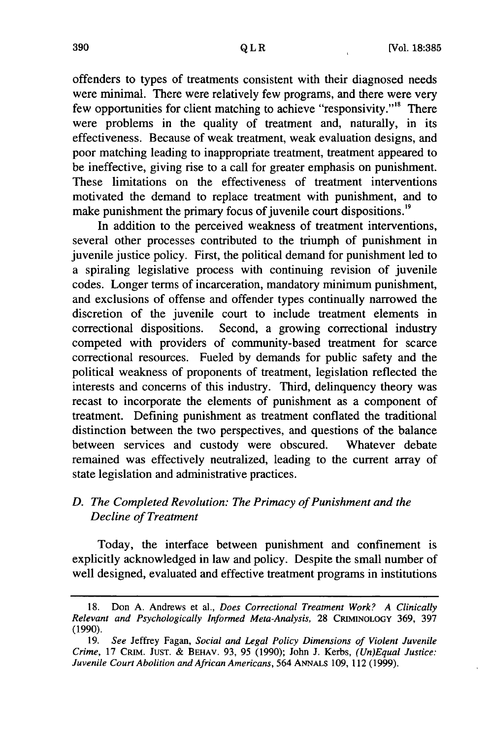offenders to types of treatments consistent with their diagnosed needs were minimal. There were relatively few programs, and there were very few opportunities for client matching to achieve "responsivity."[18] There were problems in the quality of treatment and, naturally, in its effectiveness. Because of weak treatment, weak evaluation designs, and poor matching leading to inappropriate treatment, treatment appeared to be ineffective, giving rise to a call for greater emphasis on punishment. These limitations on the effectiveness of treatment interventions motivated the demand to replace treatment with punishment, and to make punishment the primary focus of juvenile court dispositions.[19]

In addition to the perceived weakness of treatment interventions, several other processes contributed to the triumph of punishment in juvenile justice policy. First, the political demand for punishment led to a spiraling legislative process with continuing revision of juvenile codes. Longer terms of incarceration, mandatory minimum punishment, and exclusions of offense and offender types continually narrowed the discretion of the juvenile court to include treatment elements in correctional dispositions. Second, a growing correctional industry competed with providers of community-based treatment for scarce correctional resources. Fueled by demands for public safety and the political weakness of proponents of treatment, legislation reflected the interests and concerns of this industry. Third, delinquency theory was recast to incorporate the elements of punishment as a component of treatment. Defining punishment as treatment conflated the traditional distinction between the two perspectives, and questions of the balance between services and custody were obscured. Whatever debate remained was effectively neutralized, leading to the current array of state legislation and administrative practices.

### D. *The Completed Revolution: The Primacy of Punishment and the Decline of Treatment*

Today, the interface between punishment and confinement is explicitly acknowledged in law and policy. Despite the small number of well designed, evaluated and effective treatment programs in institutions

---

18. Don A. Andrews et al., *Does Correctional Treatment Work? A Clinically Relevant and Psychologically Informed Meta-Analysis*, 28 CRIMINOLOGY 369, 397 (1990).

19. *See* Jeffrey Fagan, *Social and Legal Policy Dimensions of Violent Juvenile Crime*, 17 CRIM. JUST. & BEHAV. 93, 95 (1990); John J. Kerbs, *(Un)Equal Justice: Juvenile Court Abolition and African Americans*, 564 ANNALS 109, 112 (1999).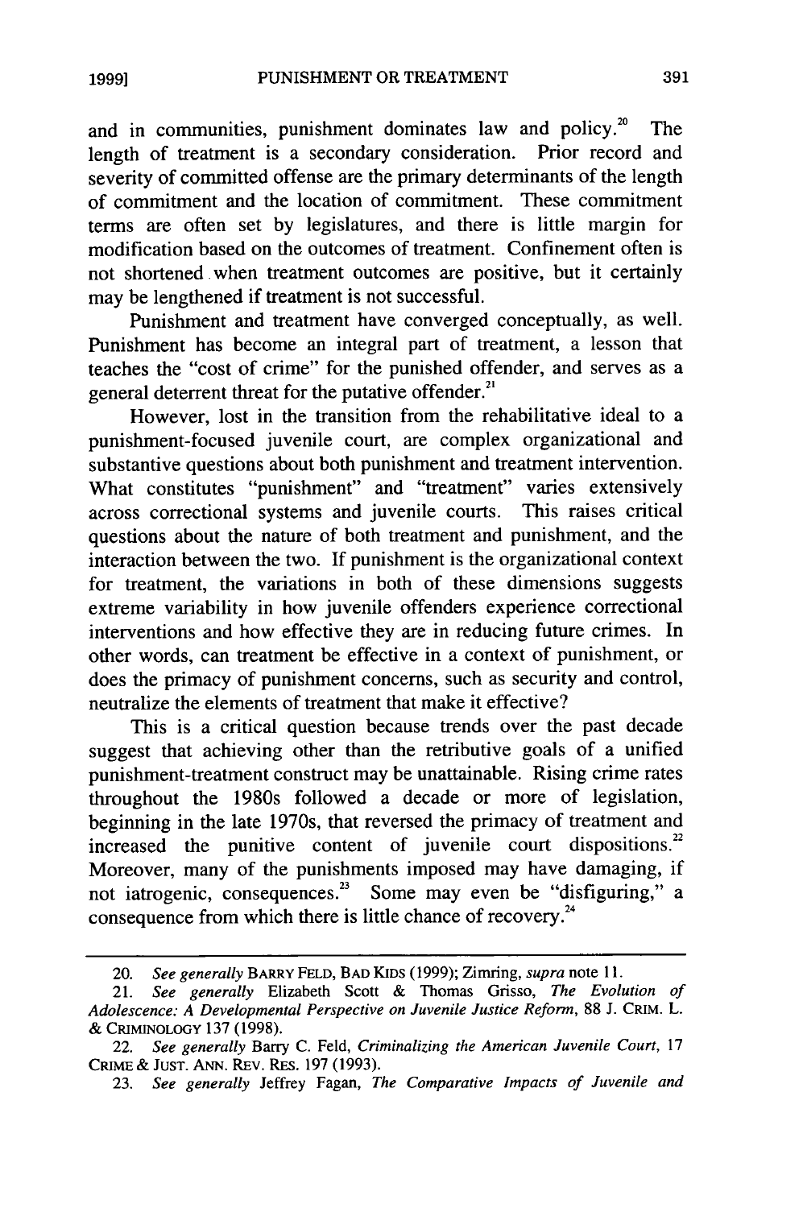and in communities, punishment dominates law and policy.[20] The length of treatment is a secondary consideration. Prior record and severity of committed offense are the primary determinants of the length of commitment and the location of commitment. These commitment terms are often set by legislatures, and there is little margin for modification based on the outcomes of treatment. Confinement often is not shortened when treatment outcomes are positive, but it certainly may be lengthened if treatment is not successful.

Punishment and treatment have converged conceptually, as well. Punishment has become an integral part of treatment, a lesson that teaches the "cost of crime" for the punished offender, and serves as a general deterrent threat for the putative offender.[21]

However, lost in the transition from the rehabilitative ideal to a punishment-focused juvenile court, are complex organizational and substantive questions about both punishment and treatment intervention. What constitutes "punishment" and "treatment" varies extensively across correctional systems and juvenile courts. This raises critical questions about the nature of both treatment and punishment, and the interaction between the two. If punishment is the organizational context for treatment, the variations in both of these dimensions suggests extreme variability in how juvenile offenders experience correctional interventions and how effective they are in reducing future crimes. In other words, can treatment be effective in a context of punishment, or does the primacy of punishment concerns, such as security and control, neutralize the elements of treatment that make it effective?

This is a critical question because trends over the past decade suggest that achieving other than the retributive goals of a unified punishment-treatment construct may be unattainable. Rising crime rates throughout the 1980s followed a decade or more of legislation, beginning in the late 1970s, that reversed the primacy of treatment and increased the punitive content of juvenile court dispositions.[22] Moreover, many of the punishments imposed may have damaging, if not iatrogenic, consequences.[23] Some may even be "disfiguring," a consequence from which there is little chance of recovery.[24]

---

20. *See generally* BARRY FELD, BAD KIDS (1999); Zimring, *supra* note 11.

21. *See generally* Elizabeth Scott & Thomas Grisso, *The Evolution of Adolescence: A Developmental Perspective on Juvenile Justice Reform*, 88 J. CRIM. L. & CRIMINOLOGY 137 (1998).

22. *See generally* Barry C. Feld, *Criminalizing the American Juvenile Court*, 17 CRIME & JUST. ANN. REV. RES. 197 (1993).

23. *See generally* Jeffrey Fagan, *The Comparative Impacts of Juvenile and*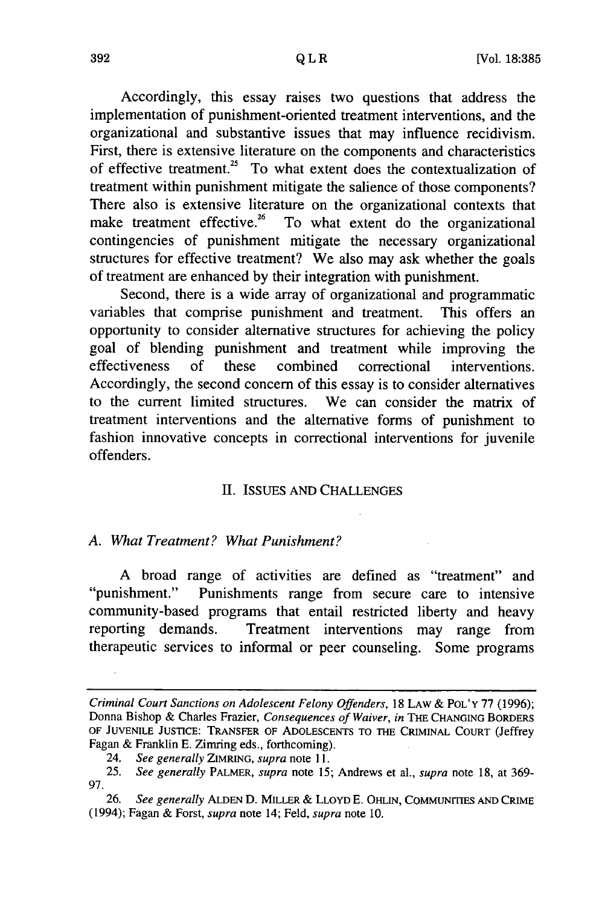Accordingly, this essay raises two questions that address the implementation of punishment-oriented treatment interventions, and the organizational and substantive issues that may influence recidivism. First, there is extensive literature on the components and characteristics of effective treatment.[25] To what extent does the contextualization of treatment within punishment mitigate the salience of those components? There also is extensive literature on the organizational contexts that make treatment effective.[26] To what extent do the organizational contingencies of punishment mitigate the necessary organizational structures for effective treatment? We also may ask whether the goals of treatment are enhanced by their integration with punishment.

Second, there is a wide array of organizational and programmatic variables that comprise punishment and treatment. This offers an opportunity to consider alternative structures for achieving the policy goal of blending punishment and treatment while improving the effectiveness of these combined correctional interventions. Accordingly, the second concern of this essay is to consider alternatives to the current limited structures. We can consider the matrix of treatment interventions and the alternative forms of punishment to fashion innovative concepts in correctional interventions for juvenile offenders.

## II. ISSUES AND CHALLENGES

### *A. What Treatment? What Punishment?*

A broad range of activities are defined as "treatment" and "punishment." Punishments range from secure care to intensive community-based programs that entail restricted liberty and heavy reporting demands. Treatment interventions may range from therapeutic services to informal or peer counseling. Some programs

---

*Criminal Court Sanctions on Adolescent Felony Offenders*, 18 LAW & POL'Y 77 (1996); Donna Bishop & Charles Frazier, *Consequences of Waiver*, *in* THE CHANGING BORDERS OF JUVENILE JUSTICE: TRANSFER OF ADOLESCENTS TO THE CRIMINAL COURT (Jeffrey Fagan & Franklin E. Zimring eds., forthcoming).

24. *See generally* ZIMRING, *supra* note 11.

25. *See generally* PALMER, *supra* note 15; Andrews et al., *supra* note 18, at 369-97.

26. *See generally* ALDEN D. MILLER & LLOYD E. OHLIN, COMMUNITIES AND CRIME (1994); Fagan & Forst, *supra* note 14; Feld, *supra* note 10.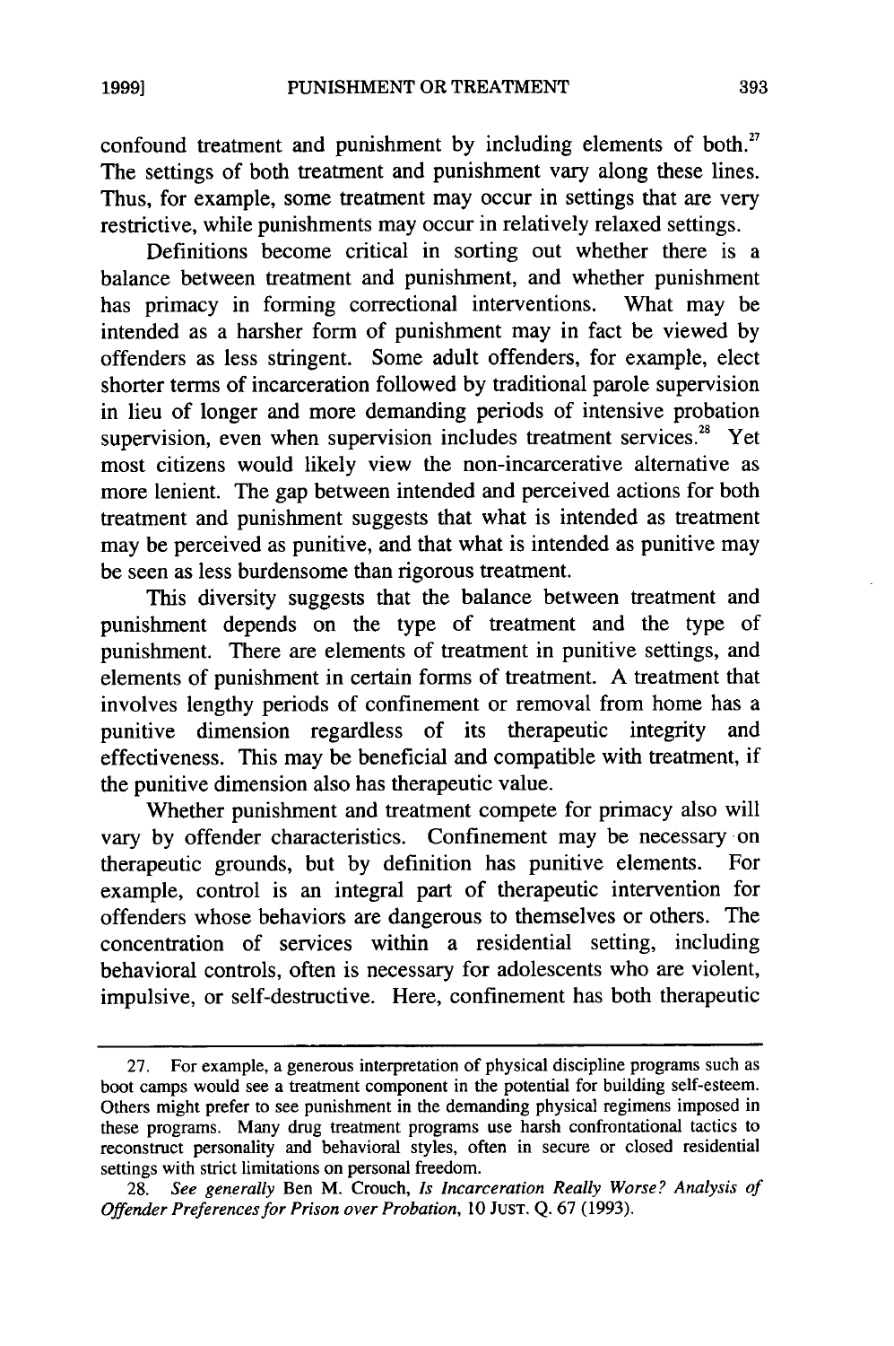confound treatment and punishment by including elements of both.[27] The settings of both treatment and punishment vary along these lines. Thus, for example, some treatment may occur in settings that are very restrictive, while punishments may occur in relatively relaxed settings.

Definitions become critical in sorting out whether there is a balance between treatment and punishment, and whether punishment has primacy in forming correctional interventions. What may be intended as a harsher form of punishment may in fact be viewed by offenders as less stringent. Some adult offenders, for example, elect shorter terms of incarceration followed by traditional parole supervision in lieu of longer and more demanding periods of intensive probation supervision, even when supervision includes treatment services.[28] Yet most citizens would likely view the non-incarcerative alternative as more lenient. The gap between intended and perceived actions for both treatment and punishment suggests that what is intended as treatment may be perceived as punitive, and that what is intended as punitive may be seen as less burdensome than rigorous treatment.

This diversity suggests that the balance between treatment and punishment depends on the type of treatment and the type of punishment. There are elements of treatment in punitive settings, and elements of punishment in certain forms of treatment. A treatment that involves lengthy periods of confinement or removal from home has a punitive dimension regardless of its therapeutic integrity and effectiveness. This may be beneficial and compatible with treatment, if the punitive dimension also has therapeutic value.

Whether punishment and treatment compete for primacy also will vary by offender characteristics. Confinement may be necessary on therapeutic grounds, but by definition has punitive elements. For example, control is an integral part of therapeutic intervention for offenders whose behaviors are dangerous to themselves or others. The concentration of services within a residential setting, including behavioral controls, often is necessary for adolescents who are violent, impulsive, or self-destructive. Here, confinement has both therapeutic

---

27. For example, a generous interpretation of physical discipline programs such as boot camps would see a treatment component in the potential for building self-esteem. Others might prefer to see punishment in the demanding physical regimens imposed in these programs. Many drug treatment programs use harsh confrontational tactics to reconstruct personality and behavioral styles, often in secure or closed residential settings with strict limitations on personal freedom.

28. *See generally* Ben M. Crouch, *Is Incarceration Really Worse? Analysis of Offender Preferences for Prison over Probation*, 10 JUST. Q. 67 (1993).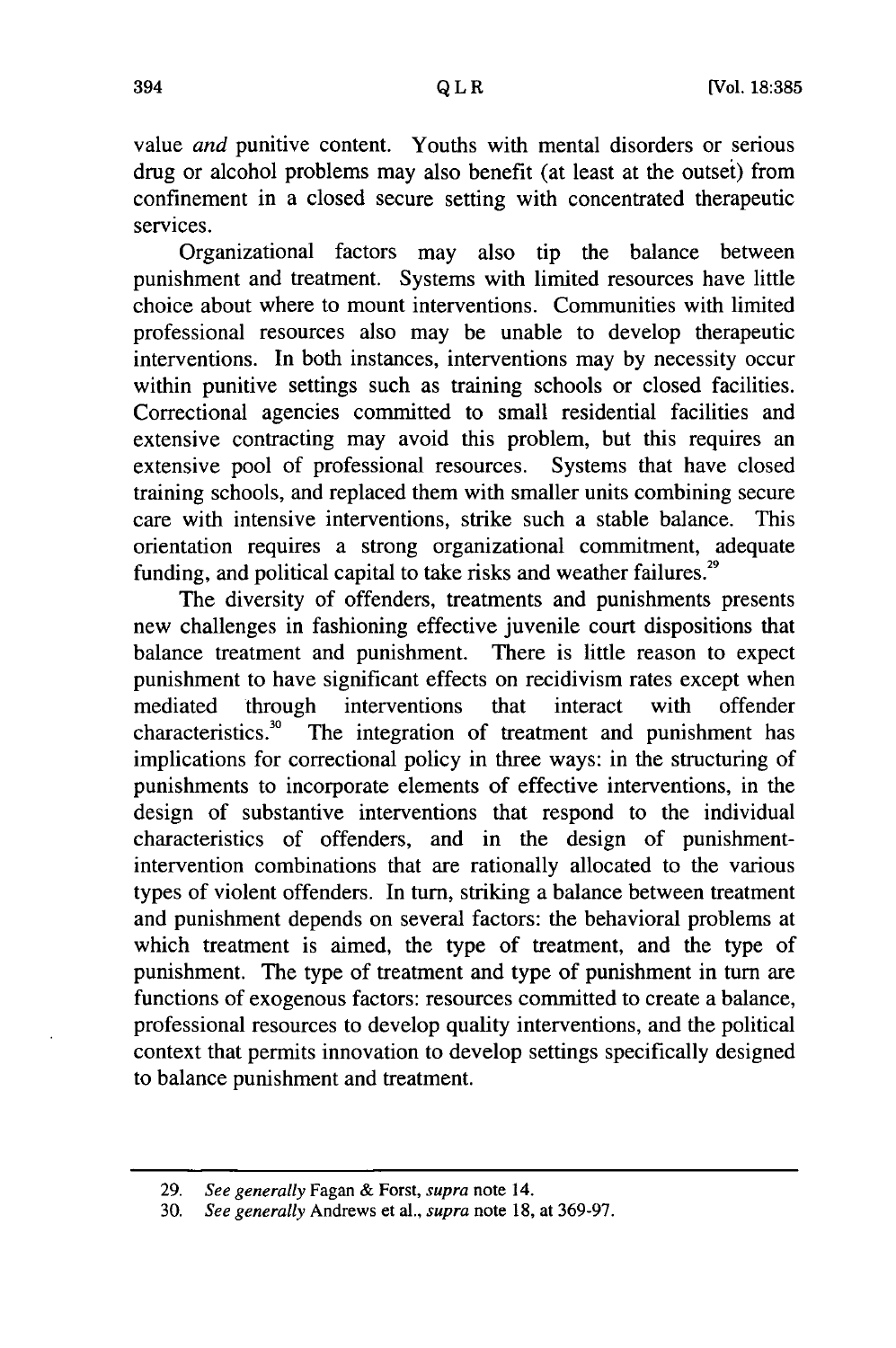value *and* punitive content. Youths with mental disorders or serious drug or alcohol problems may also benefit (at least at the outset) from confinement in a closed secure setting with concentrated therapeutic services.

Organizational factors may also tip the balance between punishment and treatment. Systems with limited resources have little choice about where to mount interventions. Communities with limited professional resources also may be unable to develop therapeutic interventions. In both instances, interventions may by necessity occur within punitive settings such as training schools or closed facilities. Correctional agencies committed to small residential facilities and extensive contracting may avoid this problem, but this requires an extensive pool of professional resources. Systems that have closed training schools, and replaced them with smaller units combining secure care with intensive interventions, strike such a stable balance. This orientation requires a strong organizational commitment, adequate funding, and political capital to take risks and weather failures.[29]

The diversity of offenders, treatments and punishments presents new challenges in fashioning effective juvenile court dispositions that balance treatment and punishment. There is little reason to expect punishment to have significant effects on recidivism rates except when mediated through interventions that interact with offender characteristics.[30] The integration of treatment and punishment has implications for correctional policy in three ways: in the structuring of punishments to incorporate elements of effective interventions, in the design of substantive interventions that respond to the individual characteristics of offenders, and in the design of punishment-intervention combinations that are rationally allocated to the various types of violent offenders. In turn, striking a balance between treatment and punishment depends on several factors: the behavioral problems at which treatment is aimed, the type of treatment, and the type of punishment. The type of treatment and type of punishment in turn are functions of exogenous factors: resources committed to create a balance, professional resources to develop quality interventions, and the political context that permits innovation to develop settings specifically designed to balance punishment and treatment.

---

29. *See generally* Fagan & Forst, *supra* note 14.

30. *See generally* Andrews et al., *supra* note 18, at 369-97.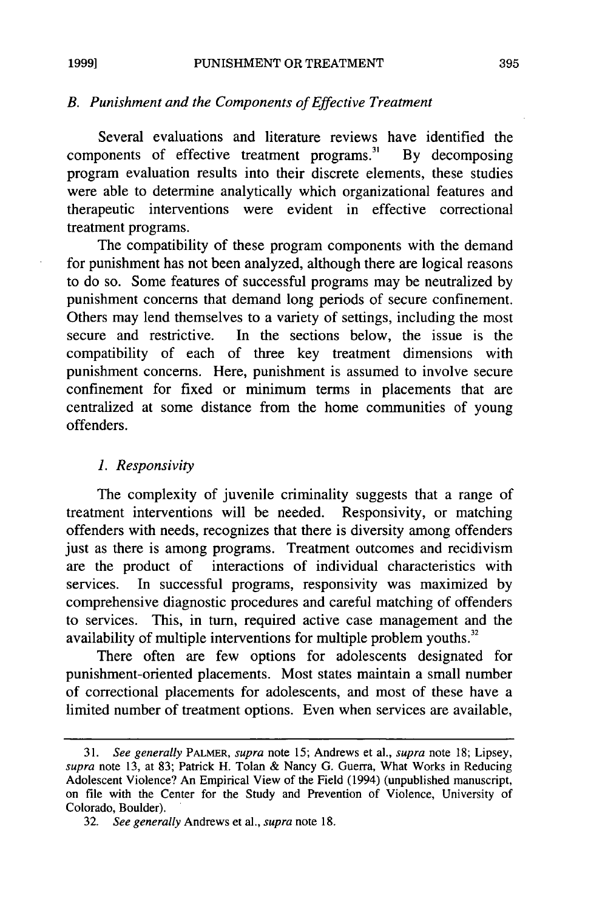### *B. Punishment and the Components of Effective Treatment*

Several evaluations and literature reviews have identified the components of effective treatment programs.[31] By decomposing program evaluation results into their discrete elements, these studies were able to determine analytically which organizational features and therapeutic interventions were evident in effective correctional treatment programs.

The compatibility of these program components with the demand for punishment has not been analyzed, although there are logical reasons to do so. Some features of successful programs may be neutralized by punishment concerns that demand long periods of secure confinement. Others may lend themselves to a variety of settings, including the most secure and restrictive. In the sections below, the issue is the compatibility of each of three key treatment dimensions with punishment concerns. Here, punishment is assumed to involve secure confinement for fixed or minimum terms in placements that are centralized at some distance from the home communities of young offenders.

#### *1. Responsivity*

The complexity of juvenile criminality suggests that a range of treatment interventions will be needed. Responsivity, or matching offenders with needs, recognizes that there is diversity among offenders just as there is among programs. Treatment outcomes and recidivism are the product of interactions of individual characteristics with services. In successful programs, responsivity was maximized by comprehensive diagnostic procedures and careful matching of offenders to services. This, in turn, required active case management and the availability of multiple interventions for multiple problem youths.[32]

There often are few options for adolescents designated for punishment-oriented placements. Most states maintain a small number of correctional placements for adolescents, and most of these have a limited number of treatment options. Even when services are available,

---

31. *See generally* PALMER, *supra* note 15; Andrews et al., *supra* note 18; Lipsey, *supra* note 13, at 83; Patrick H. Tolan & Nancy G. Guerra, What Works in Reducing Adolescent Violence? An Empirical View of the Field (1994) (unpublished manuscript, on file with the Center for the Study and Prevention of Violence, University of Colorado, Boulder).

32. *See generally* Andrews et al., *supra* note 18.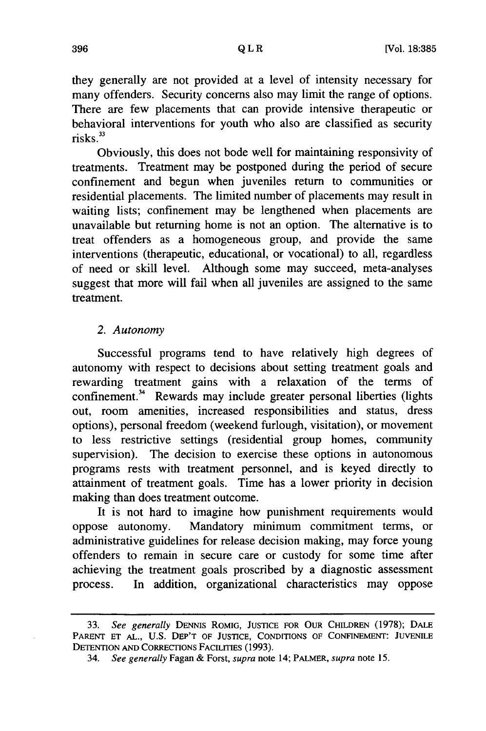they generally are not provided at a level of intensity necessary for many offenders. Security concerns also may limit the range of options. There are few placements that can provide intensive therapeutic or behavioral interventions for youth who also are classified as security risks.[33]

Obviously, this does not bode well for maintaining responsivity of treatments. Treatment may be postponed during the period of secure confinement and begun when juveniles return to communities or residential placements. The limited number of placements may result in waiting lists; confinement may be lengthened when placements are unavailable but returning home is not an option. The alternative is to treat offenders as a homogeneous group, and provide the same interventions (therapeutic, educational, or vocational) to all, regardless of need or skill level. Although some may succeed, meta-analyses suggest that more will fail when all juveniles are assigned to the same treatment.

### *2. Autonomy*

Successful programs tend to have relatively high degrees of autonomy with respect to decisions about setting treatment goals and rewarding treatment gains with a relaxation of the terms of confinement.[34] Rewards may include greater personal liberties (lights out, room amenities, increased responsibilities and status, dress options), personal freedom (weekend furlough, visitation), or movement to less restrictive settings (residential group homes, community supervision). The decision to exercise these options in autonomous programs rests with treatment personnel, and is keyed directly to attainment of treatment goals. Time has a lower priority in decision making than does treatment outcome.

It is not hard to imagine how punishment requirements would oppose autonomy. Mandatory minimum commitment terms, or administrative guidelines for release decision making, may force young offenders to remain in secure care or custody for some time after achieving the treatment goals proscribed by a diagnostic assessment process. In addition, organizational characteristics may oppose

---

33. *See generally* DENNIS ROMIG, JUSTICE FOR OUR CHILDREN (1978); DALE PARENT ET AL., U.S. DEP'T OF JUSTICE, CONDITIONS OF CONFINEMENT: JUVENILE DETENTION AND CORRECTIONS FACILITIES (1993).

34. *See generally* Fagan & Forst, *supra* note 14; PALMER, *supra* note 15.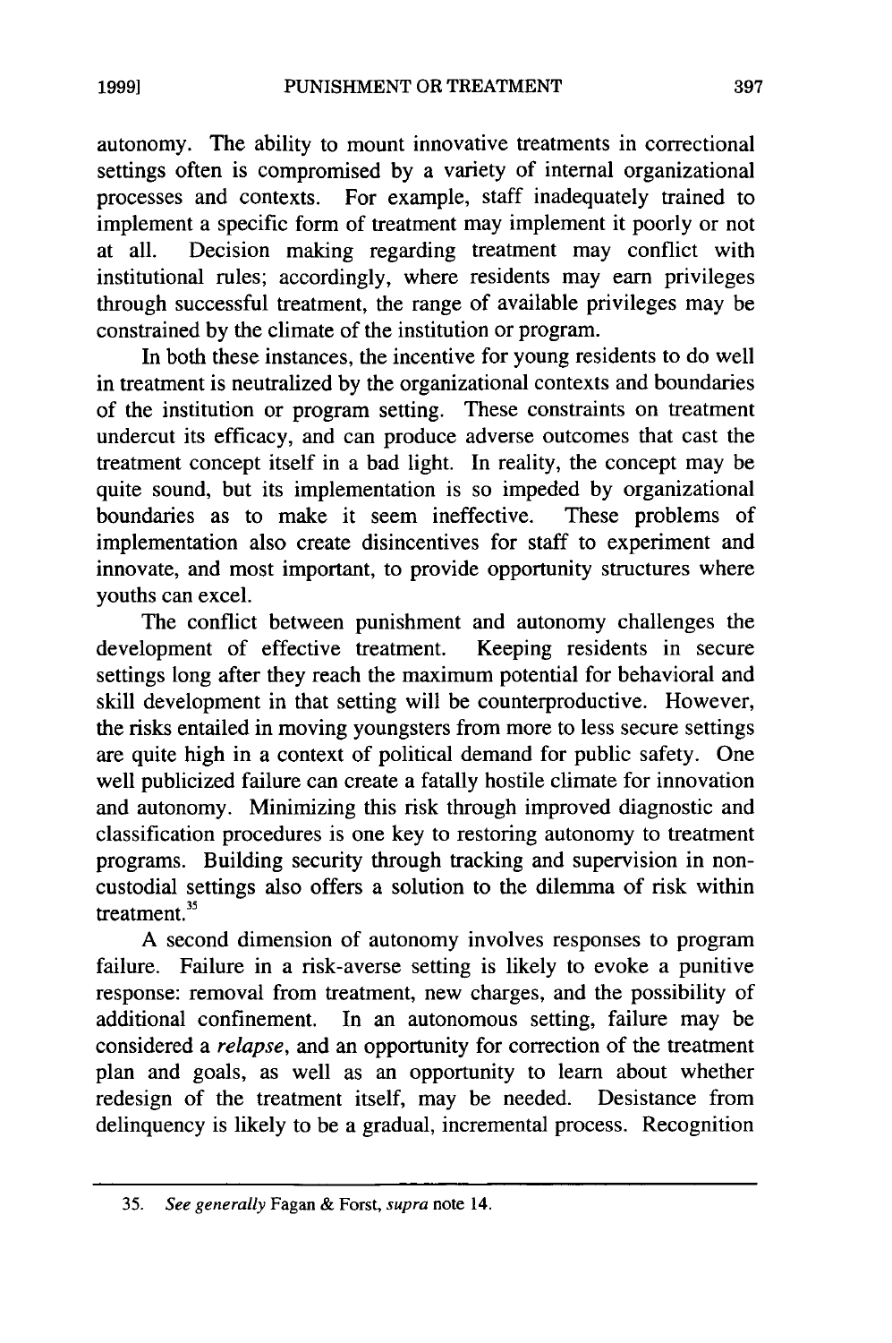autonomy. The ability to mount innovative treatments in correctional settings often is compromised by a variety of internal organizational processes and contexts. For example, staff inadequately trained to implement a specific form of treatment may implement it poorly or not at all. Decision making regarding treatment may conflict with institutional rules; accordingly, where residents may earn privileges through successful treatment, the range of available privileges may be constrained by the climate of the institution or program.

In both these instances, the incentive for young residents to do well in treatment is neutralized by the organizational contexts and boundaries of the institution or program setting. These constraints on treatment undercut its efficacy, and can produce adverse outcomes that cast the treatment concept itself in a bad light. In reality, the concept may be quite sound, but its implementation is so impeded by organizational boundaries as to make it seem ineffective. These problems of implementation also create disincentives for staff to experiment and innovate, and most important, to provide opportunity structures where youths can excel.

The conflict between punishment and autonomy challenges the development of effective treatment. Keeping residents in secure settings long after they reach the maximum potential for behavioral and skill development in that setting will be counterproductive. However, the risks entailed in moving youngsters from more to less secure settings are quite high in a context of political demand for public safety. One well publicized failure can create a fatally hostile climate for innovation and autonomy. Minimizing this risk through improved diagnostic and classification procedures is one key to restoring autonomy to treatment programs. Building security through tracking and supervision in non-custodial settings also offers a solution to the dilemma of risk within treatment.[35]

A second dimension of autonomy involves responses to program failure. Failure in a risk-averse setting is likely to evoke a punitive response: removal from treatment, new charges, and the possibility of additional confinement. In an autonomous setting, failure may be considered a *relapse*, and an opportunity for correction of the treatment plan and goals, as well as an opportunity to learn about whether redesign of the treatment itself, may be needed. Desistance from delinquency is likely to be a gradual, incremental process. Recognition

---

35. *See generally* Fagan & Forst, *supra* note 14.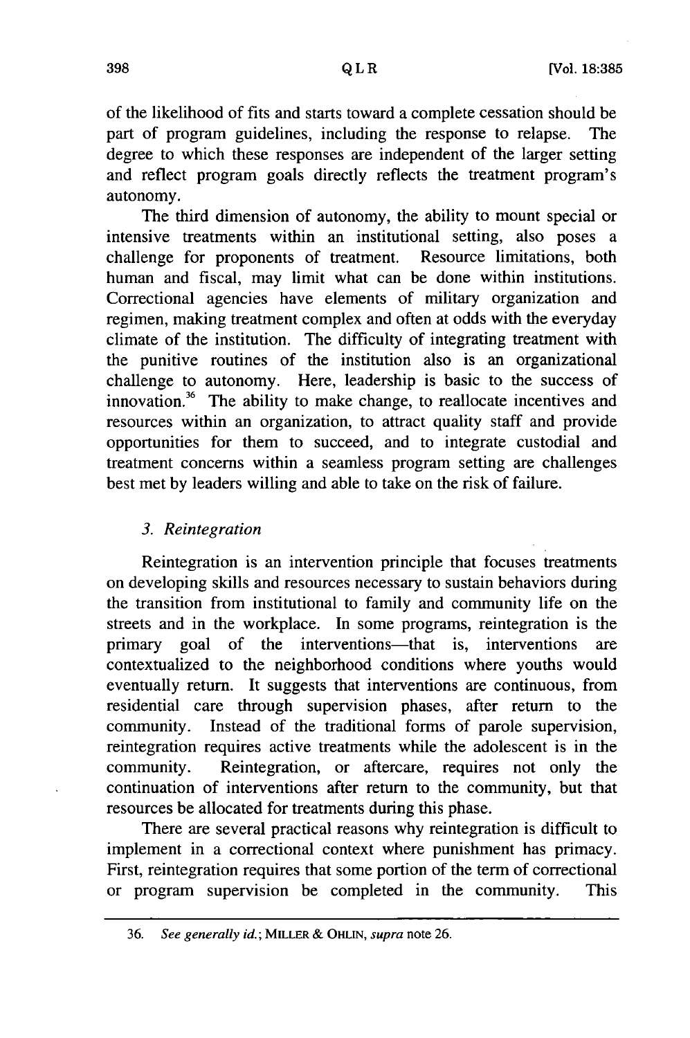of the likelihood of fits and starts toward a complete cessation should be part of program guidelines, including the response to relapse. The degree to which these responses are independent of the larger setting and reflect program goals directly reflects the treatment program's autonomy.

The third dimension of autonomy, the ability to mount special or intensive treatments within an institutional setting, also poses a challenge for proponents of treatment. Resource limitations, both human and fiscal, may limit what can be done within institutions. Correctional agencies have elements of military organization and regimen, making treatment complex and often at odds with the everyday climate of the institution. The difficulty of integrating treatment with the punitive routines of the institution also is an organizational challenge to autonomy. Here, leadership is basic to the success of innovation.[36] The ability to make change, to reallocate incentives and resources within an organization, to attract quality staff and provide opportunities for them to succeed, and to integrate custodial and treatment concerns within a seamless program setting are challenges best met by leaders willing and able to take on the risk of failure.

### *3. Reintegration*

Reintegration is an intervention principle that focuses treatments on developing skills and resources necessary to sustain behaviors during the transition from institutional to family and community life on the streets and in the workplace. In some programs, reintegration is the primary goal of the interventions—that is, interventions are contextualized to the neighborhood conditions where youths would eventually return. It suggests that interventions are continuous, from residential care through supervision phases, after return to the community. Instead of the traditional forms of parole supervision, reintegration requires active treatments while the adolescent is in the community. Reintegration, or aftercare, requires not only the continuation of interventions after return to the community, but that resources be allocated for treatments during this phase.

There are several practical reasons why reintegration is difficult to implement in a correctional context where punishment has primacy. First, reintegration requires that some portion of the term of correctional or program supervision be completed in the community. This

---

36. *See generally id.*; MILLER & OHLIN, *supra* note 26.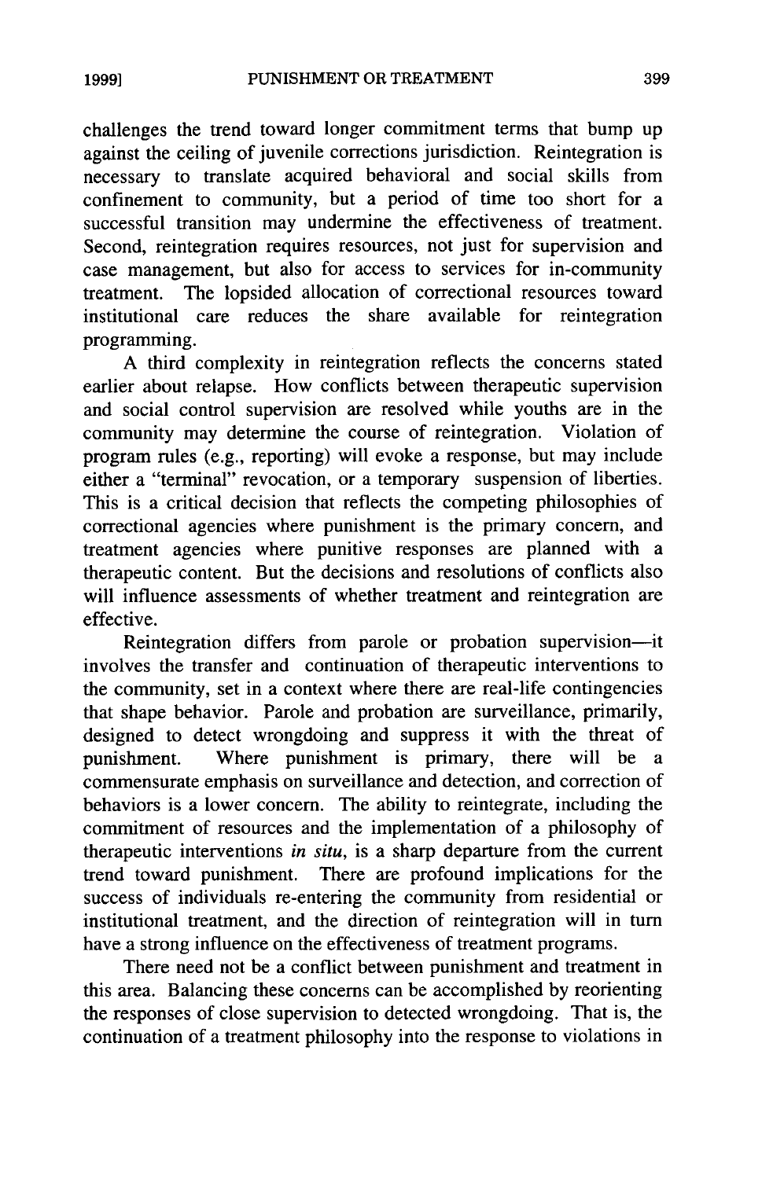challenges the trend toward longer commitment terms that bump up against the ceiling of juvenile corrections jurisdiction. Reintegration is necessary to translate acquired behavioral and social skills from confinement to community, but a period of time too short for a successful transition may undermine the effectiveness of treatment. Second, reintegration requires resources, not just for supervision and case management, but also for access to services for in-community treatment. The lopsided allocation of correctional resources toward institutional care reduces the share available for reintegration programming.

A third complexity in reintegration reflects the concerns stated earlier about relapse. How conflicts between therapeutic supervision and social control supervision are resolved while youths are in the community may determine the course of reintegration. Violation of program rules (e.g., reporting) will evoke a response, but may include either a "terminal" revocation, or a temporary suspension of liberties. This is a critical decision that reflects the competing philosophies of correctional agencies where punishment is the primary concern, and treatment agencies where punitive responses are planned with a therapeutic content. But the decisions and resolutions of conflicts also will influence assessments of whether treatment and reintegration are effective.

Reintegration differs from parole or probation supervision—it involves the transfer and continuation of therapeutic interventions to the community, set in a context where there are real-life contingencies that shape behavior. Parole and probation are surveillance, primarily, designed to detect wrongdoing and suppress it with the threat of punishment. Where punishment is primary, there will be a commensurate emphasis on surveillance and detection, and correction of behaviors is a lower concern. The ability to reintegrate, including the commitment of resources and the implementation of a philosophy of therapeutic interventions *in situ*, is a sharp departure from the current trend toward punishment. There are profound implications for the success of individuals re-entering the community from residential or institutional treatment, and the direction of reintegration will in turn have a strong influence on the effectiveness of treatment programs.

There need not be a conflict between punishment and treatment in this area. Balancing these concerns can be accomplished by reorienting the responses of close supervision to detected wrongdoing. That is, the continuation of a treatment philosophy into the response to violations in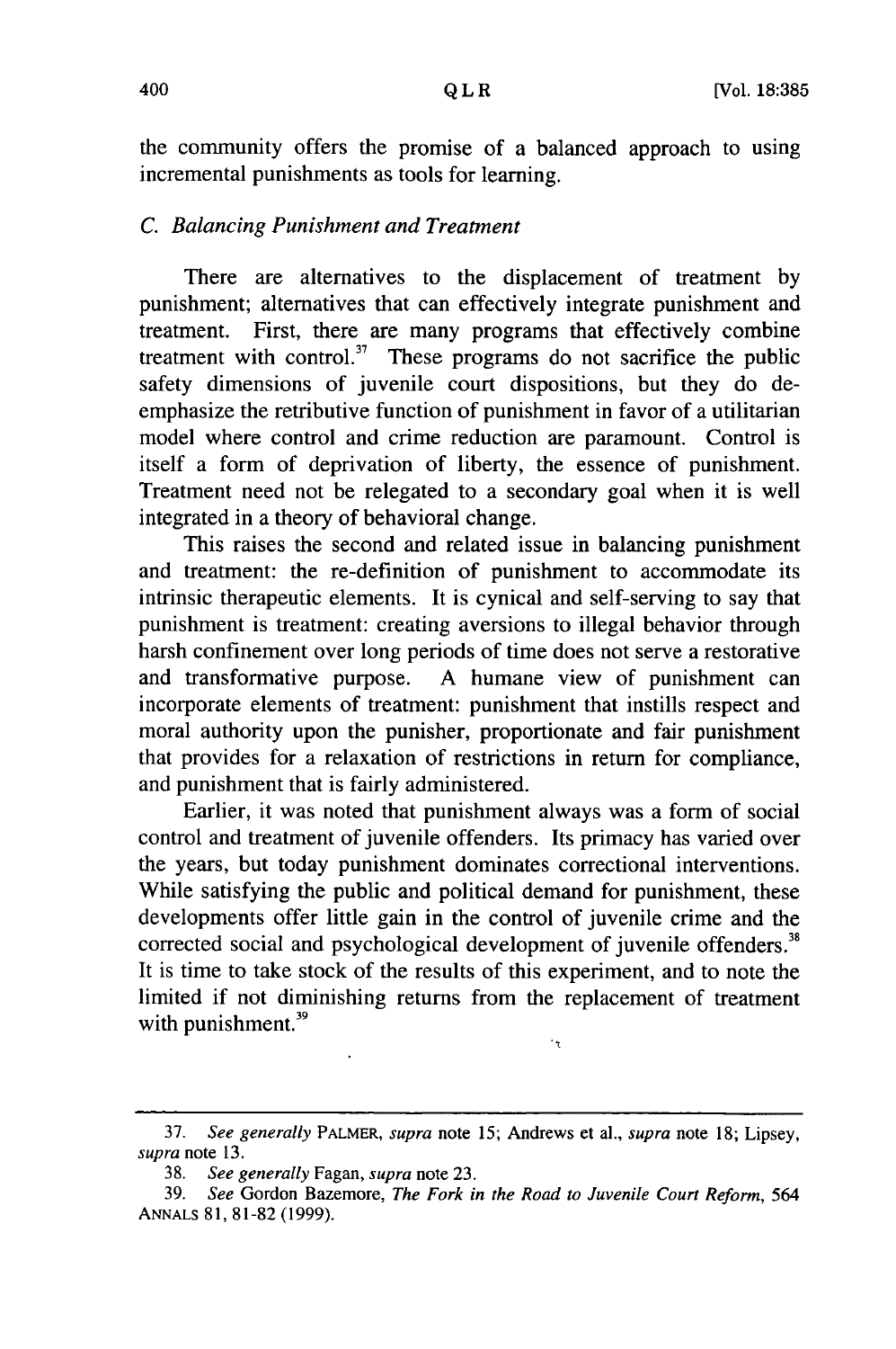the community offers the promise of a balanced approach to using incremental punishments as tools for learning.

### *C. Balancing Punishment and Treatment*

There are alternatives to the displacement of treatment by punishment; alternatives that can effectively integrate punishment and treatment. First, there are many programs that effectively combine treatment with control.[37] These programs do not sacrifice the public safety dimensions of juvenile court dispositions, but they do de-emphasize the retributive function of punishment in favor of a utilitarian model where control and crime reduction are paramount. Control is itself a form of deprivation of liberty, the essence of punishment. Treatment need not be relegated to a secondary goal when it is well integrated in a theory of behavioral change.

This raises the second and related issue in balancing punishment and treatment: the re-definition of punishment to accommodate its intrinsic therapeutic elements. It is cynical and self-serving to say that punishment is treatment: creating aversions to illegal behavior through harsh confinement over long periods of time does not serve a restorative and transformative purpose. A humane view of punishment can incorporate elements of treatment: punishment that instills respect and moral authority upon the punisher, proportionate and fair punishment that provides for a relaxation of restrictions in return for compliance, and punishment that is fairly administered.

Earlier, it was noted that punishment always was a form of social control and treatment of juvenile offenders. Its primacy has varied over the years, but today punishment dominates correctional interventions. While satisfying the public and political demand for punishment, these developments offer little gain in the control of juvenile crime and the corrected social and psychological development of juvenile offenders.[38] It is time to take stock of the results of this experiment, and to note the limited if not diminishing returns from the replacement of treatment with punishment.[39]

---

37. *See generally* PALMER, *supra* note 15; Andrews et al., *supra* note 18; Lipsey, *supra* note 13.

38. *See generally* Fagan, *supra* note 23.

39. *See* Gordon Bazemore, *The Fork in the Road to Juvenile Court Reform*, 564 ANNALS 81, 81-82 (1999).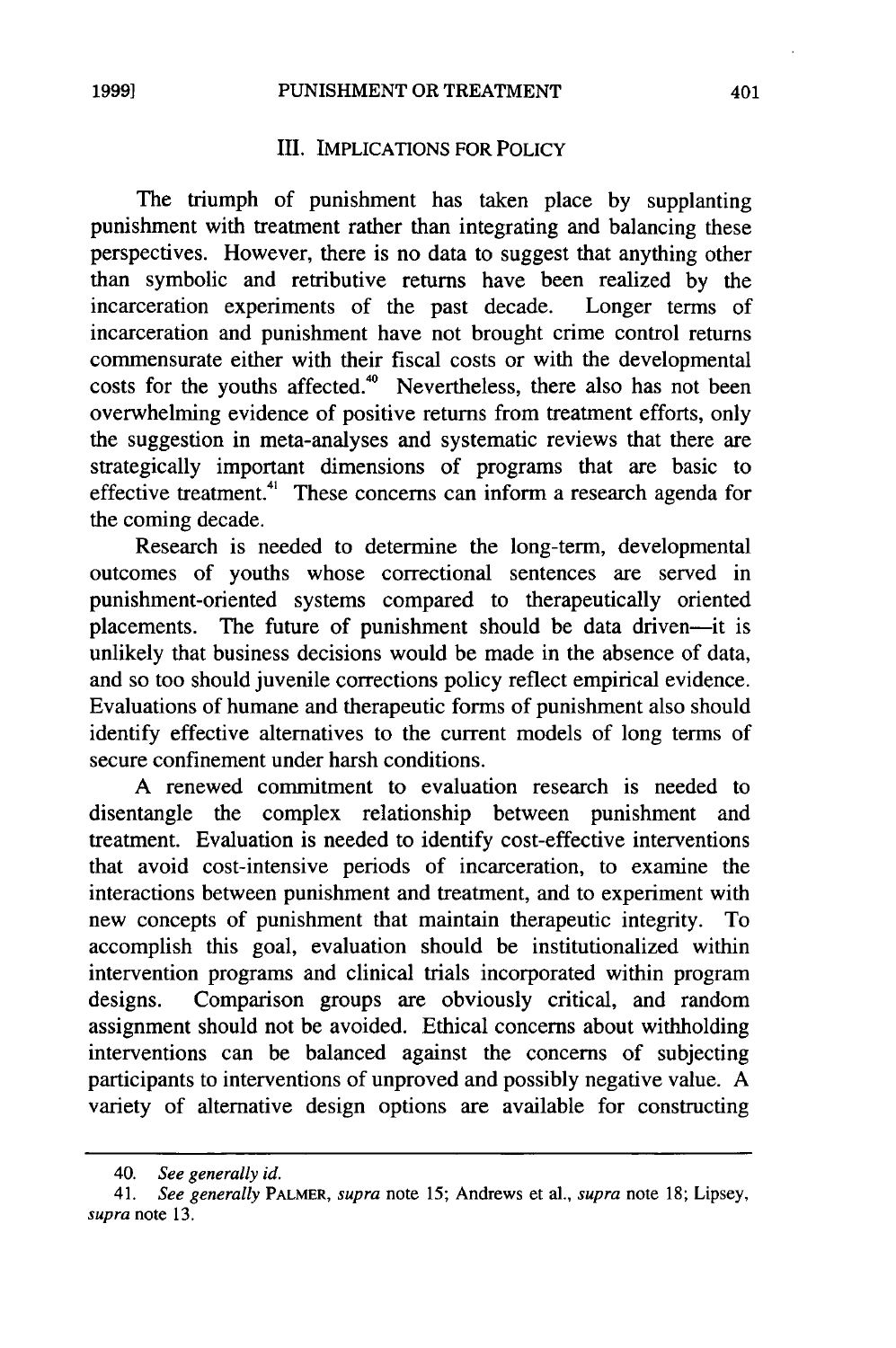## III. IMPLICATIONS FOR POLICY

The triumph of punishment has taken place by supplanting punishment with treatment rather than integrating and balancing these perspectives. However, there is no data to suggest that anything other than symbolic and retributive returns have been realized by the incarceration experiments of the past decade. Longer terms of incarceration and punishment have not brought crime control returns commensurate either with their fiscal costs or with the developmental costs for the youths affected.[40] Nevertheless, there also has not been overwhelming evidence of positive returns from treatment efforts, only the suggestion in meta-analyses and systematic reviews that there are strategically important dimensions of programs that are basic to effective treatment.[41] These concerns can inform a research agenda for the coming decade.

Research is needed to determine the long-term, developmental outcomes of youths whose correctional sentences are served in punishment-oriented systems compared to therapeutically oriented placements. The future of punishment should be data driven—it is unlikely that business decisions would be made in the absence of data, and so too should juvenile corrections policy reflect empirical evidence. Evaluations of humane and therapeutic forms of punishment also should identify effective alternatives to the current models of long terms of secure confinement under harsh conditions.

A renewed commitment to evaluation research is needed to disentangle the complex relationship between punishment and treatment. Evaluation is needed to identify cost-effective interventions that avoid cost-intensive periods of incarceration, to examine the interactions between punishment and treatment, and to experiment with new concepts of punishment that maintain therapeutic integrity. To accomplish this goal, evaluation should be institutionalized within intervention programs and clinical trials incorporated within program designs. Comparison groups are obviously critical, and random assignment should not be avoided. Ethical concerns about withholding interventions can be balanced against the concerns of subjecting participants to interventions of unproved and possibly negative value. A variety of alternative design options are available for constructing

---

40. *See generally id.*

41. *See generally* PALMER, *supra* note 15; Andrews et al., *supra* note 18; Lipsey, *supra* note 13.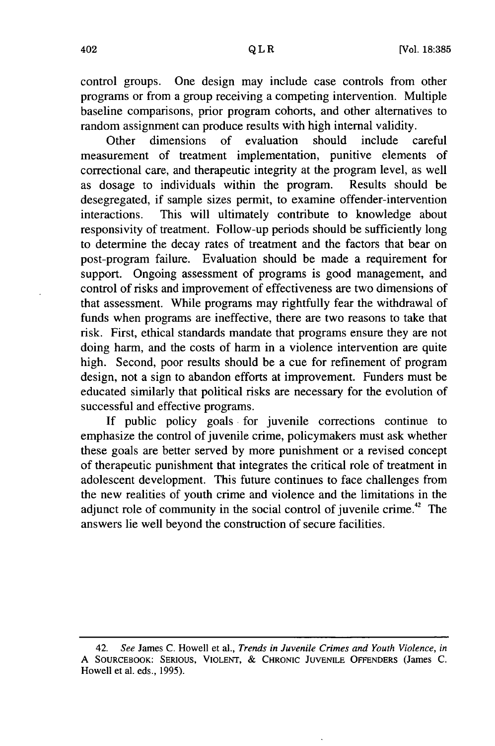control groups. One design may include case controls from other programs or from a group receiving a competing intervention. Multiple baseline comparisons, prior program cohorts, and other alternatives to random assignment can produce results with high internal validity.

Other dimensions of evaluation should include careful measurement of treatment implementation, punitive elements of correctional care, and therapeutic integrity at the program level, as well as dosage to individuals within the program. Results should be desegregated, if sample sizes permit, to examine offender-intervention interactions. This will ultimately contribute to knowledge about responsivity of treatment. Follow-up periods should be sufficiently long to determine the decay rates of treatment and the factors that bear on post-program failure. Evaluation should be made a requirement for support. Ongoing assessment of programs is good management, and control of risks and improvement of effectiveness are two dimensions of that assessment. While programs may rightfully fear the withdrawal of funds when programs are ineffective, there are two reasons to take that risk. First, ethical standards mandate that programs ensure they are not doing harm, and the costs of harm in a violence intervention are quite high. Second, poor results should be a cue for refinement of program design, not a sign to abandon efforts at improvement. Funders must be educated similarly that political risks are necessary for the evolution of successful and effective programs.

If public policy goals for juvenile corrections continue to emphasize the control of juvenile crime, policymakers must ask whether these goals are better served by more punishment or a revised concept of therapeutic punishment that integrates the critical role of treatment in adolescent development. This future continues to face challenges from the new realities of youth crime and violence and the limitations in the adjunct role of community in the social control of juvenile crime.[42] The answers lie well beyond the construction of secure facilities.

---

42. *See* James C. Howell et al., *Trends in Juvenile Crimes and Youth Violence*, *in* A SOURCEBOOK: SERIOUS, VIOLENT, & CHRONIC JUVENILE OFFENDERS (James C. Howell et al. eds., 1995).